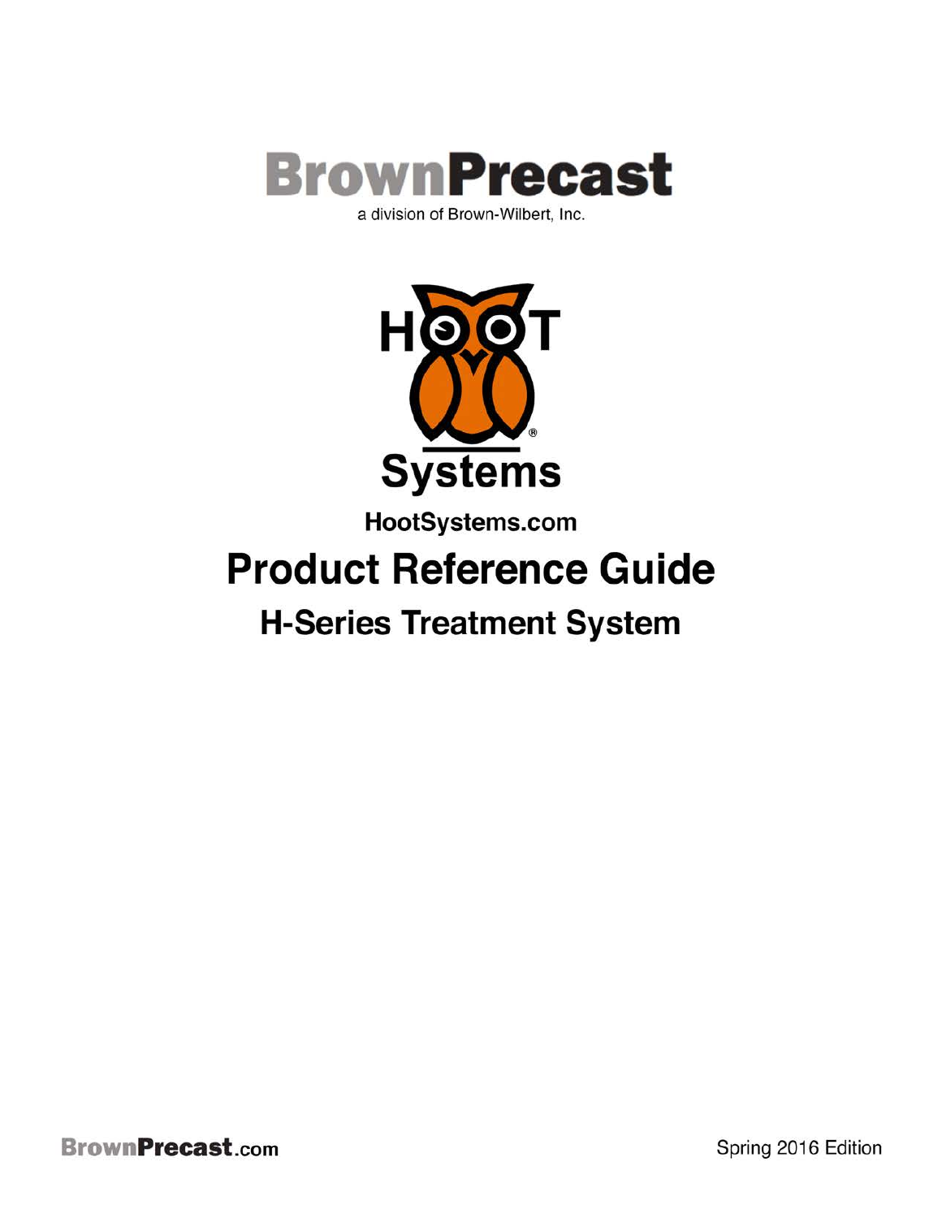# BrownPrecast

a division of Brown-Wilbert, Inc.

HOOT® Systems

HootSystems.com

# Product Reference Guide

## H-Series Treatment System

BrownPrecast.com

Spring 2016 Edition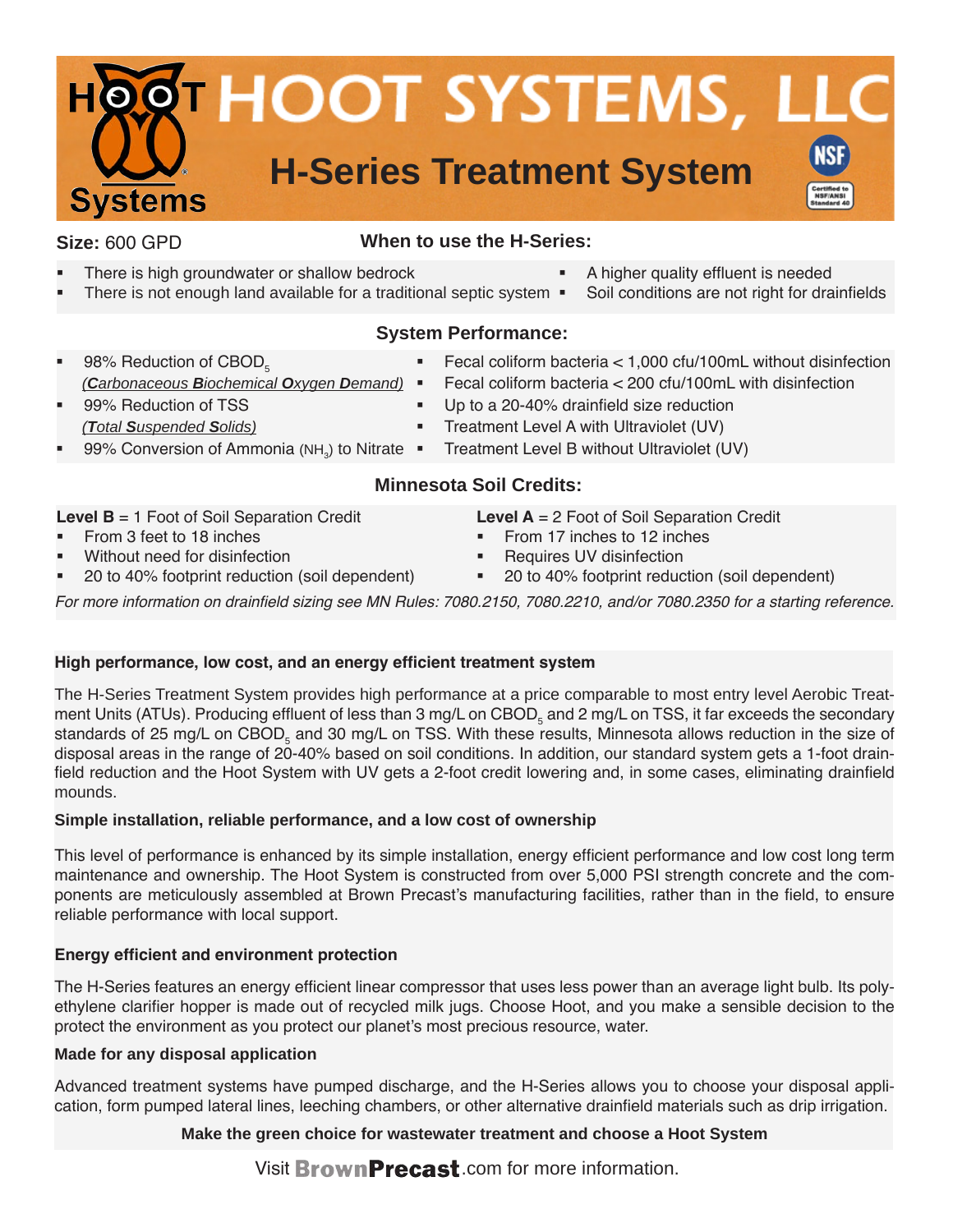# HOOT SYSTEMS, LLC

## H-Series Treatment System

**Size:** 600 GPD

### When to use the H-Series:

- There is high groundwater or shallow bedrock
- There is not enough land available for a traditional septic system
- A higher quality effluent is needed
- Soil conditions are not right for drainfields

### System Performance:

- 98% Reduction of $CBOD_5$ *(Carbonaceous Biochemical Oxygen Demand)*
- 99% Reduction of TSS *(Total Suspended Solids)*
- 99% Conversion of Ammonia ($NH_3$) to Nitrate
- Fecal coliform bacteria < 1,000 cfu/100mL without disinfection
- Fecal coliform bacteria < 200 cfu/100mL with disinfection
- Up to a 20-40% drainfield size reduction
- Treatment Level A with Ultraviolet (UV)
- Treatment Level B without Ultraviolet (UV)

### Minnesota Soil Credits:

**Level B** = 1 Foot of Soil Separation Credit

- From 3 feet to 18 inches
- Without need for disinfection
- 20 to 40% footprint reduction (soil dependent)

**Level A** = 2 Foot of Soil Separation Credit

- From 17 inches to 12 inches
- Requires UV disinfection
- 20 to 40% footprint reduction (soil dependent)

*For more information on drainfield sizing see MN Rules: 7080.2150, 7080.2210, and/or 7080.2350 for a starting reference.*

**High performance, low cost, and an energy efficient treatment system**

The H-Series Treatment System provides high performance at a price comparable to most entry level Aerobic Treatment Units (ATUs). Producing effluent of less than 3 mg/L on $CBOD_5$ and 2 mg/L on TSS, it far exceeds the secondary standards of 25 mg/L on $CBOD_5$ and 30 mg/L on TSS. With these results, Minnesota allows reduction in the size of disposal areas in the range of 20-40% based on soil conditions. In addition, our standard system gets a 1-foot drainfield reduction and the Hoot System with UV gets a 2-foot credit lowering and, in some cases, eliminating drainfield mounds.

**Simple installation, reliable performance, and a low cost of ownership**

This level of performance is enhanced by its simple installation, energy efficient performance and low cost long term maintenance and ownership. The Hoot System is constructed from over 5,000 PSI strength concrete and the components are meticulously assembled at Brown Precast's manufacturing facilities, rather than in the field, to ensure reliable performance with local support.

**Energy efficient and environment protection**

The H-Series features an energy efficient linear compressor that uses less power than an average light bulb. Its polyethylene clarifier hopper is made out of recycled milk jugs. Choose Hoot, and you make a sensible decision to the protect the environment as you protect our planet's most precious resource, water.

**Made for any disposal application**

Advanced treatment systems have pumped discharge, and the H-Series allows you to choose your disposal application, form pumped lateral lines, leeching chambers, or other alternative drainfield materials such as drip irrigation.

**Make the green choice for wastewater treatment and choose a Hoot System**

Visit BrownPrecast.com for more information.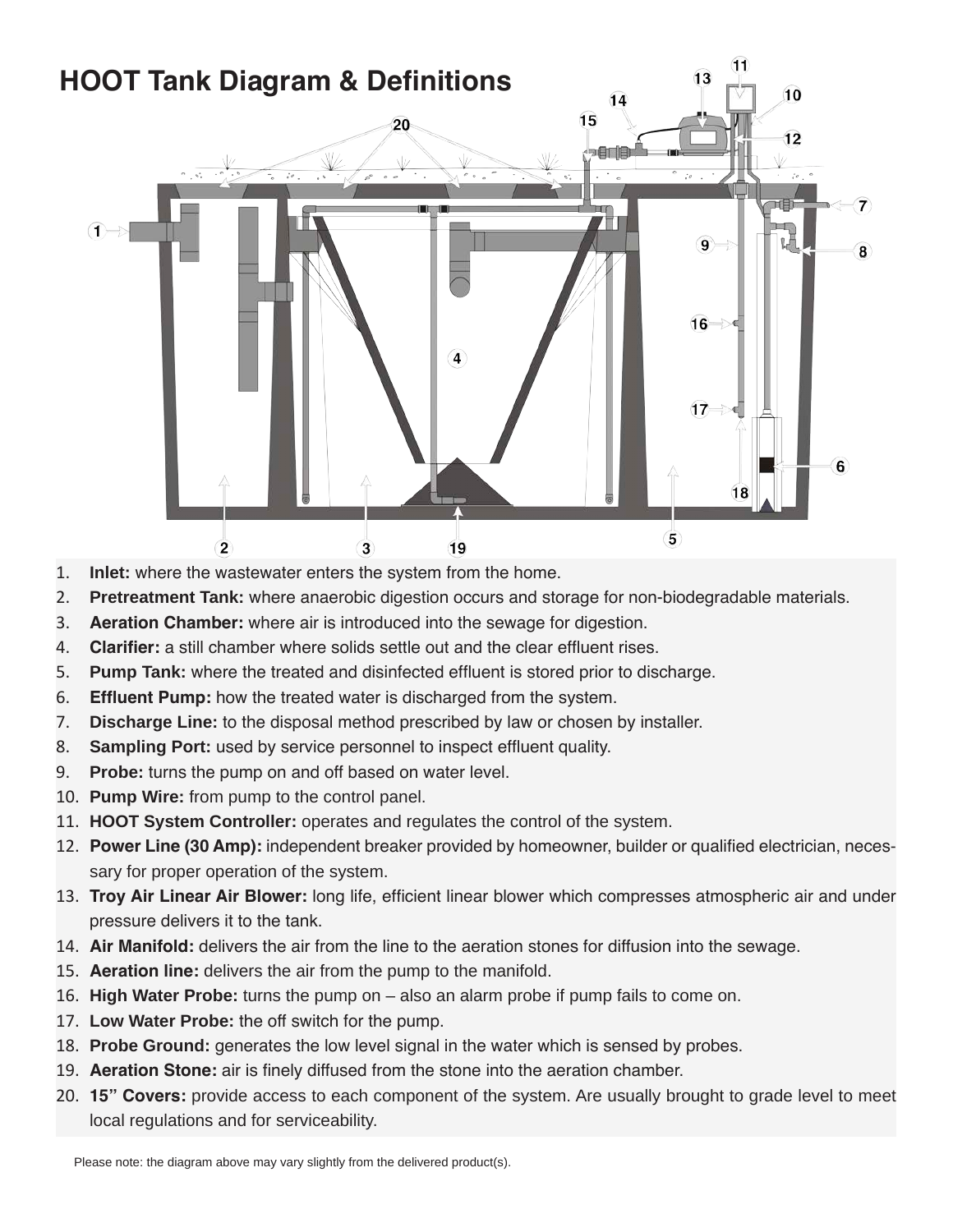# HOOT Tank Diagram & Definitions

1. **Inlet:** where the wastewater enters the system from the home.
2. **Pretreatment Tank:** where anaerobic digestion occurs and storage for non-biodegradable materials.
3. **Aeration Chamber:** where air is introduced into the sewage for digestion.
4. **Clarifier:** a still chamber where solids settle out and the clear effluent rises.
5. **Pump Tank:** where the treated and disinfected effluent is stored prior to discharge.
6. **Effluent Pump:** how the treated water is discharged from the system.
7. **Discharge Line:** to the disposal method prescribed by law or chosen by installer.
8. **Sampling Port:** used by service personnel to inspect effluent quality.
9. **Probe:** turns the pump on and off based on water level.
10. **Pump Wire:** from pump to the control panel.
11. **HOOT System Controller:** operates and regulates the control of the system.
12. **Power Line (30 Amp):** independent breaker provided by homeowner, builder or qualified electrician, necessary for proper operation of the system.
13. **Troy Air Linear Air Blower:** long life, efficient linear blower which compresses atmospheric air and under pressure delivers it to the tank.
14. **Air Manifold:** delivers the air from the line to the aeration stones for diffusion into the sewage.
15. **Aeration line:** delivers the air from the pump to the manifold.
16. **High Water Probe:** turns the pump on – also an alarm probe if pump fails to come on.
17. **Low Water Probe:** the off switch for the pump.
18. **Probe Ground:** generates the low level signal in the water which is sensed by probes.
19. **Aeration Stone:** air is finely diffused from the stone into the aeration chamber.
20. **15" Covers:** provide access to each component of the system. Are usually brought to grade level to meet local regulations and for serviceability.

Please note: the diagram above may vary slightly from the delivered product(s).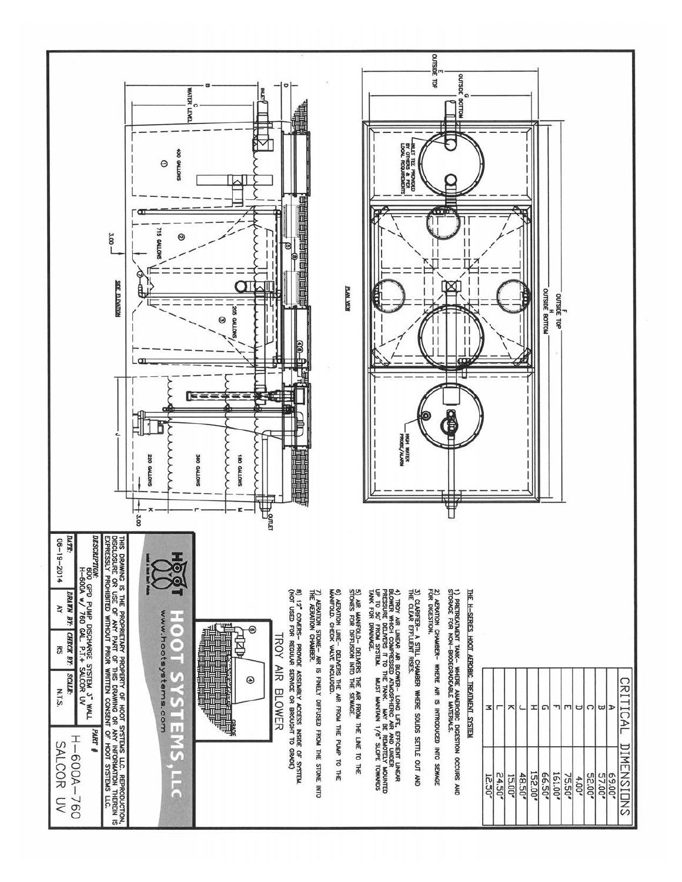## CRITICAL DIMENSIONS

| | |
|---|---|
| A | 69.00" |
| B | 57.00" |
| C | 52.00" |
| D | 4.00" |
| E | 75.50" |
| F | 161.00" |
| G | 66.50" |
| H | 152.00" |
| J | 48.50" |
| K | 15.00" |
| L | 24.50" |
| M | 12.50" |

### THE H-SERIES HOOT AEROBIC TREATMENT SYSTEM

1) PRETREATMENT TANK– WHERE ANAEROBIC DIGESTION OCCURS AND STORAGE FOR NON-BIODEGRADABLE MATERIALS.

2) AERATION CHAMBER– WHERE AIR IS INTRODUCED INTO SEWAGE FOR DIGESTION.

3) CLARIFIER– A STILL CHAMBER WHERE SOLIDS SETTLE OUT AND THE CLEAR EFFLUENT RISES.

4) TROY AIR LINEAR AIR BLOWER– LONG LIFE, EFFICIENT LINEAR BLOWER WHICH COMPRESSED ATMOSPHERIC AIR AND UNDER PRESSURE DELIVERS IT TO THE TANK. MAY BE REMOTELY MOUNTED UP TO 50' FROM SYSTEM. MUST MAINTAIN 1/8" SLOPE TOWARDS TANK FOR DRAINAGE.

5) AIR MANIFOLD– DELIVERS THE AIR FROM THE LINE TO THE STONES FOR DIFFUSION INTO THE SEWAGE.

6) AERATION LINE– DELIVERS THE AIR FROM THE PUMP TO THE MANIFOLD. CHECK VALVE INCLUDED.

7) AERATION STONE– AIR IS FINELY DIFFUSED FROM THE STONE INTO THE AERATION CHAMBER.

8) 12" COVERS– PROVIDE ASSEMBLY ACCESS INSIDE OF SYSTEM. (NOT USED FOR REGULAR SERVICE OR BROUGHT TO GRADE)

TROY AIR BLOWER

GRADE

PLAN VIEW

E OUTSIDE TOP
G OUTSIDE BOTTOM
F OUTSIDE TOP
H OUTSIDE BOTTOM
INLET TEE PROVIDED BY OTHERS & PER LOCAL REQUIREMENTS
HIGH WATER PROBE/ALARM

SIDE ELEVATION

D
INLET
B
C WATER LEVEL
400 GALLONS
715 GALLONS
3.00
205 GALLONS
180 GALLONS
360 GALLONS
220 GALLONS
J
K
L
M
3.00
OUTLET

HOOT SYSTEMS, LLC
www.hootsystems.com

THIS DRAWING IS THE PROPRIETARY PROPERTY OF HOOT SYSTEMS LLC. REPRODUCTION, DISCLOSURE OR USE OF ANY PART OF THIS DRAWING OR ANY INFORMATION THEREIN IS EXPRESSLY PROHIBITED WITHOUT PRIOR WRITTEN CONSENT OF HOOT SYSTEMS LLC.

**DESCRIPTION:** 600 GPD PUMP DISCHARGE SYSTEM 3" WALL H-600A w/ 760 GAL P.T.+ SALCOR UV

**PART #** H-600A-760 SALCOR UV

| DATE: | DRAWN BY: | CHECK BY: | SCALE: |
|---|---|---|---|
| 06-19-2014 | AY | RS | N.T.S. |